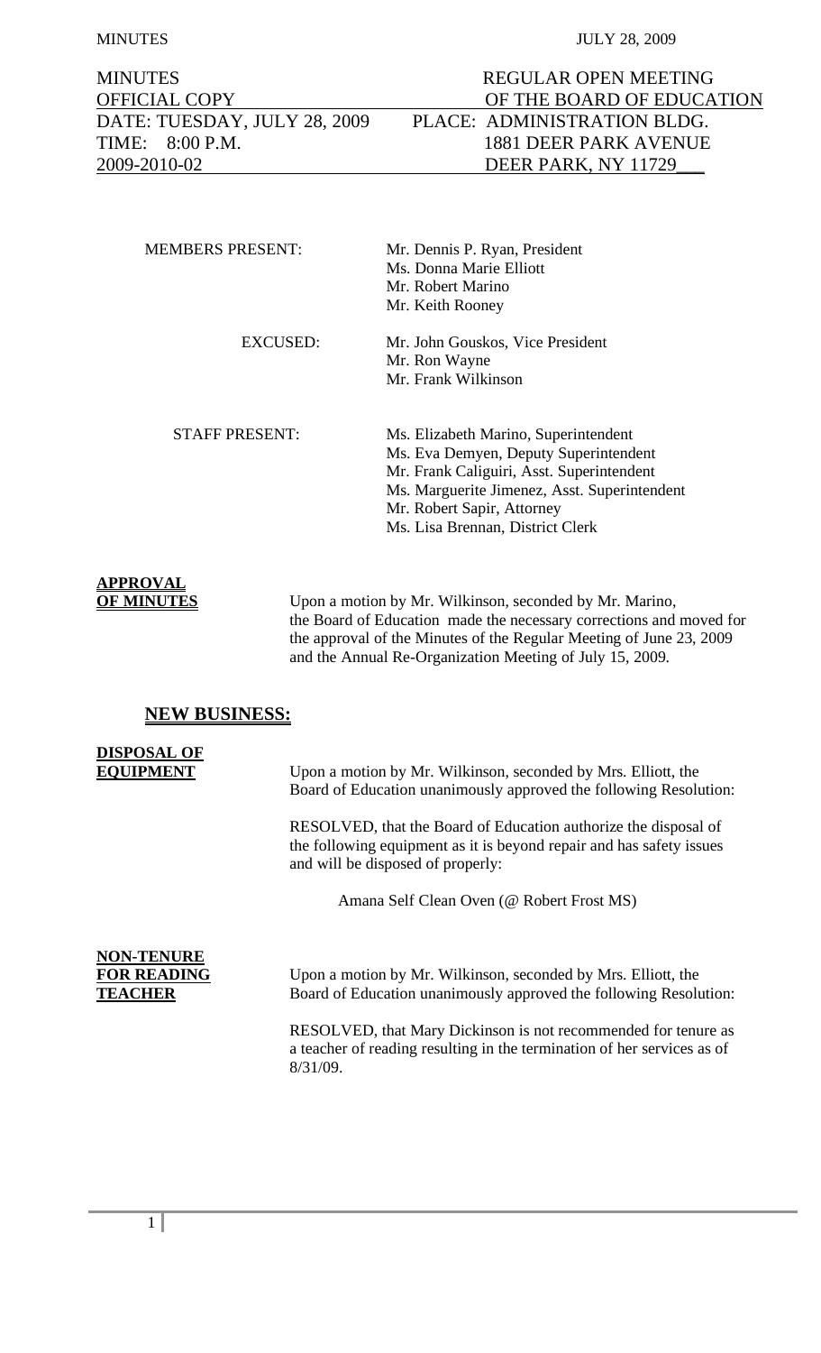| MINUTES | REGULAR OPEN MEETING |
| --- | --- |
| OFFICIAL COPY | OF THE BOARD OF EDUCATION |
| DATE: TUESDAY, JULY 28, 2009 | PLACE: ADMINISTRATION BLDG. |
| TIME: 8:00 P.M. | 1881 DEER PARK AVENUE |
| 2009-2010-02 | DEER PARK, NY 11729 |

MEMBERS PRESENT:
- Mr. Dennis P. Ryan, President
- Ms. Donna Marie Elliott
- Mr. Robert Marino
- Mr. Keith Rooney

EXCUSED:
- Mr. John Gouskos, Vice President
- Mr. Ron Wayne
- Mr. Frank Wilkinson

STAFF PRESENT:
- Ms. Elizabeth Marino, Superintendent
- Ms. Eva Demyen, Deputy Superintendent
- Mr. Frank Caliguiri, Asst. Superintendent
- Ms. Marguerite Jimenez, Asst. Superintendent
- Mr. Robert Sapir, Attorney
- Ms. Lisa Brennan, District Clerk

**APPROVAL OF MINUTES**

Upon a motion by Mr. Wilkinson, seconded by Mr. Marino, the Board of Education made the necessary corrections and moved for the approval of the Minutes of the Regular Meeting of June 23, 2009 and the Annual Re-Organization Meeting of July 15, 2009.

## NEW BUSINESS:

**DISPOSAL OF EQUIPMENT**

Upon a motion by Mr. Wilkinson, seconded by Mrs. Elliott, the Board of Education unanimously approved the following Resolution:

RESOLVED, that the Board of Education authorize the disposal of the following equipment as it is beyond repair and has safety issues and will be disposed of properly:

Amana Self Clean Oven (@ Robert Frost MS)

**NON-TENURE FOR READING TEACHER**

Upon a motion by Mr. Wilkinson, seconded by Mrs. Elliott, the Board of Education unanimously approved the following Resolution:

RESOLVED, that Mary Dickinson is not recommended for tenure as a teacher of reading resulting in the termination of her services as of 8/31/09.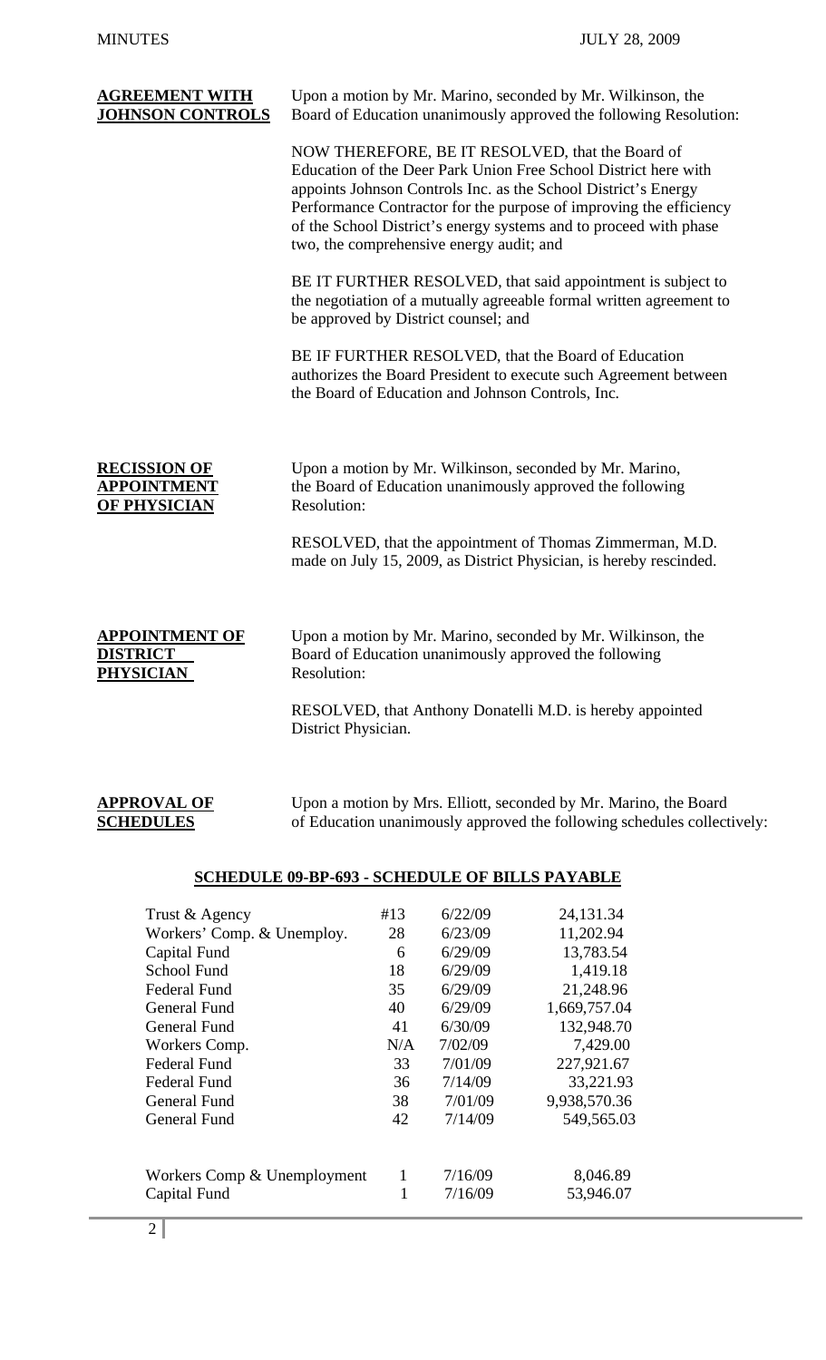**AGREEMENT WITH JOHNSON CONTROLS**

Upon a motion by Mr. Marino, seconded by Mr. Wilkinson, the Board of Education unanimously approved the following Resolution:

NOW THEREFORE, BE IT RESOLVED, that the Board of Education of the Deer Park Union Free School District here with appoints Johnson Controls Inc. as the School District's Energy Performance Contractor for the purpose of improving the efficiency of the School District's energy systems and to proceed with phase two, the comprehensive energy audit; and

BE IT FURTHER RESOLVED, that said appointment is subject to the negotiation of a mutually agreeable formal written agreement to be approved by District counsel; and

BE IF FURTHER RESOLVED, that the Board of Education authorizes the Board President to execute such Agreement between the Board of Education and Johnson Controls, Inc.

**RECISSION OF APPOINTMENT OF PHYSICIAN**

Upon a motion by Mr. Wilkinson, seconded by Mr. Marino, the Board of Education unanimously approved the following Resolution:

RESOLVED, that the appointment of Thomas Zimmerman, M.D. made on July 15, 2009, as District Physician, is hereby rescinded.

**APPOINTMENT OF DISTRICT PHYSICIAN**

Upon a motion by Mr. Marino, seconded by Mr. Wilkinson, the Board of Education unanimously approved the following Resolution:

RESOLVED, that Anthony Donatelli M.D. is hereby appointed District Physician.

**APPROVAL OF SCHEDULES**

Upon a motion by Mrs. Elliott, seconded by Mr. Marino, the Board of Education unanimously approved the following schedules collectively:

**SCHEDULE 09-BP-693 - SCHEDULE OF BILLS PAYABLE**

| | | | |
|---|---|---|---|
| Trust & Agency | #13 | 6/22/09 | 24,131.34 |
| Workers' Comp. & Unemploy. | 28 | 6/23/09 | 11,202.94 |
| Capital Fund | 6 | 6/29/09 | 13,783.54 |
| School Fund | 18 | 6/29/09 | 1,419.18 |
| Federal Fund | 35 | 6/29/09 | 21,248.96 |
| General Fund | 40 | 6/29/09 | 1,669,757.04 |
| General Fund | 41 | 6/30/09 | 132,948.70 |
| Workers Comp. | N/A | 7/02/09 | 7,429.00 |
| Federal Fund | 33 | 7/01/09 | 227,921.67 |
| Federal Fund | 36 | 7/14/09 | 33,221.93 |
| General Fund | 38 | 7/01/09 | 9,938,570.36 |
| General Fund | 42 | 7/14/09 | 549,565.03 |
| Workers Comp & Unemployment | 1 | 7/16/09 | 8,046.89 |
| Capital Fund | 1 | 7/16/09 | 53,946.07 |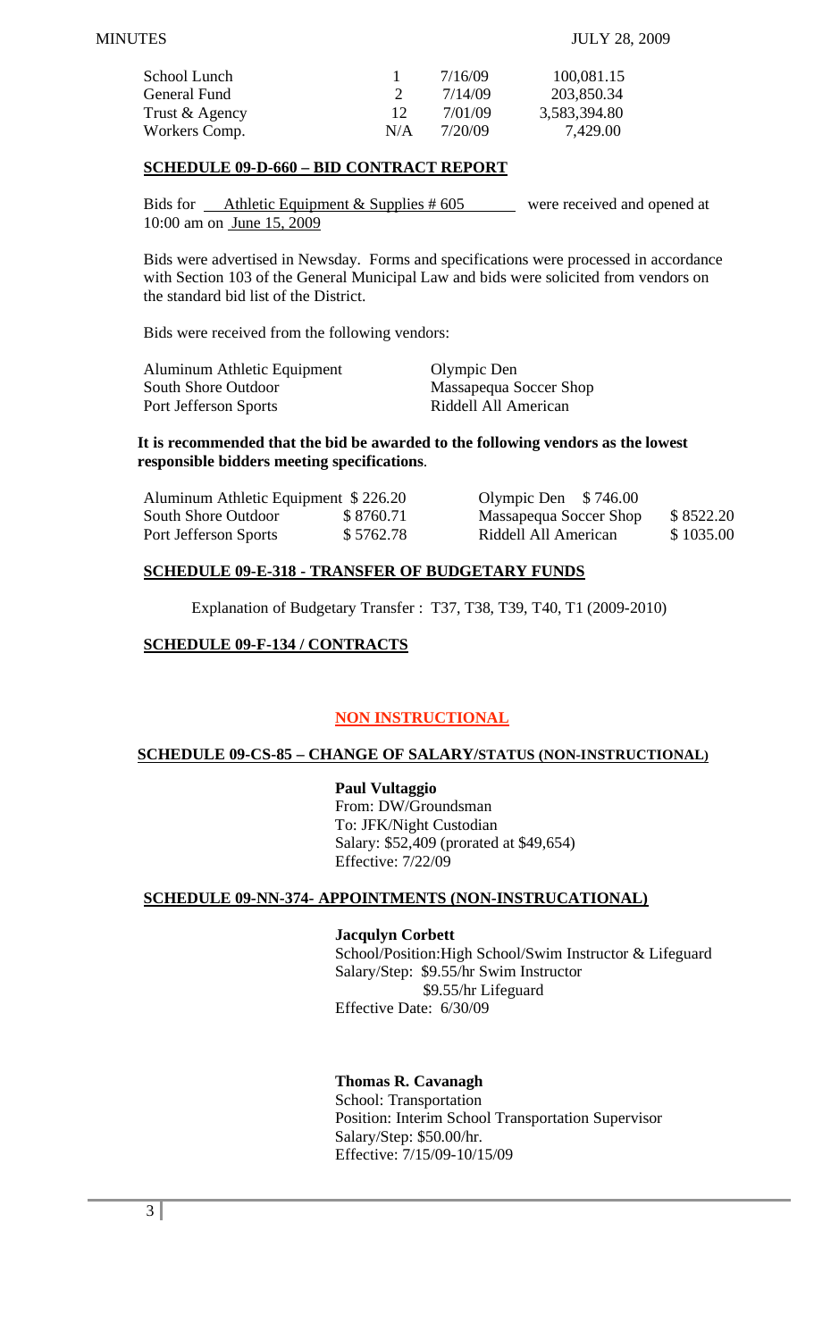| School Lunch | 1 | 7/16/09 | 100,081.15 |
|---|---|---|---|
| General Fund | 2 | 7/14/09 | 203,850.34 |
| Trust & Agency | 12 | 7/01/09 | 3,583,394.80 |
| Workers Comp. | N/A | 7/20/09 | 7,429.00 |

## SCHEDULE 09-D-660 – BID CONTRACT REPORT

Bids for Athletic Equipment & Supplies # 605 were received and opened at 10:00 am on June 15, 2009

Bids were advertised in Newsday. Forms and specifications were processed in accordance with Section 103 of the General Municipal Law and bids were solicited from vendors on the standard bid list of the District.

Bids were received from the following vendors:

| | |
|---|---|
| Aluminum Athletic Equipment | Olympic Den |
| South Shore Outdoor | Massapequa Soccer Shop |
| Port Jefferson Sports | Riddell All American |

**It is recommended that the bid be awarded to the following vendors as the lowest responsible bidders meeting specifications**.

| | | | |
|---|---|---|---|
| Aluminum Athletic Equipment | $ 226.20 | Olympic Den | $ 746.00 |
| South Shore Outdoor | $ 8760.71 | Massapequa Soccer Shop | $ 8522.20 |
| Port Jefferson Sports | $ 5762.78 | Riddell All American | $ 1035.00 |

## SCHEDULE 09-E-318 - TRANSFER OF BUDGETARY FUNDS

Explanation of Budgetary Transfer : T37, T38, T39, T40, T1 (2009-2010)

## SCHEDULE 09-F-134 / CONTRACTS

## NON INSTRUCTIONAL

## SCHEDULE 09-CS-85 – CHANGE OF SALARY/STATUS (NON-INSTRUCTIONAL)

**Paul Vultaggio**
From: DW/Groundsman
To: JFK/Night Custodian
Salary: $52,409 (prorated at $49,654)
Effective: 7/22/09

## SCHEDULE 09-NN-374- APPOINTMENTS (NON-INSTRUCATIONAL)

**Jacqulyn Corbett**
School/Position:High School/Swim Instructor & Lifeguard
Salary/Step: $9.55/hr Swim Instructor
$9.55/hr Lifeguard
Effective Date: 6/30/09

**Thomas R. Cavanagh**
School: Transportation
Position: Interim School Transportation Supervisor
Salary/Step: $50.00/hr.
Effective: 7/15/09-10/15/09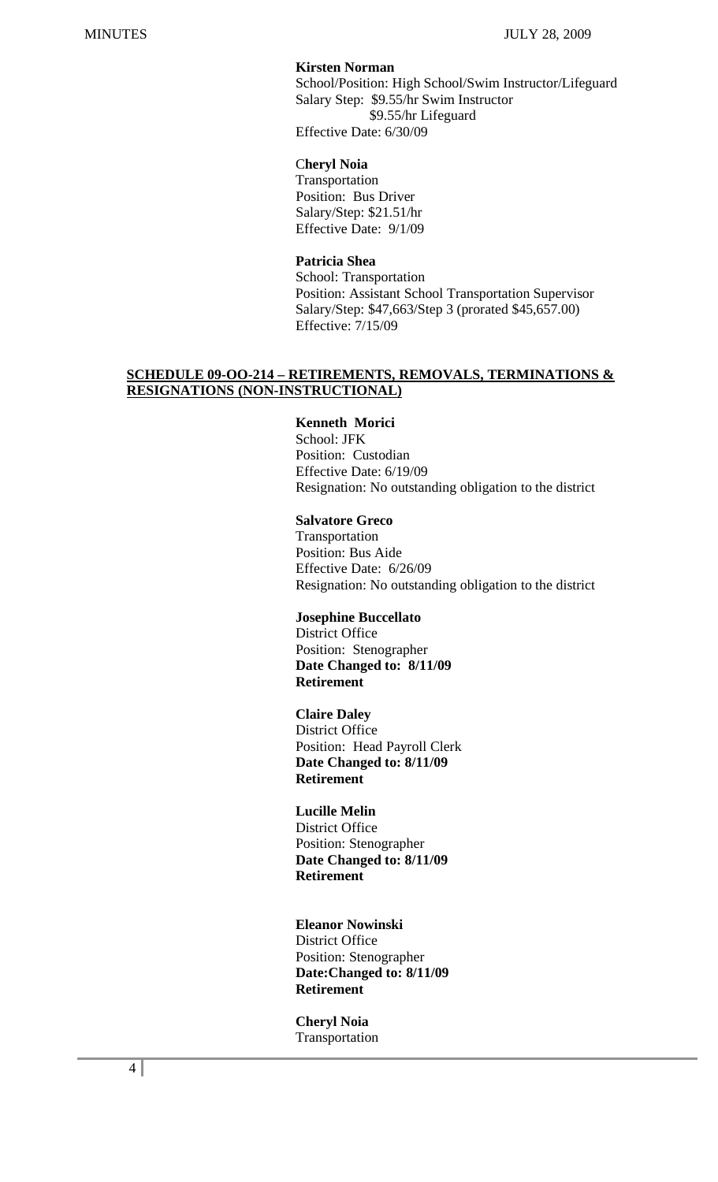**Kirsten Norman**
School/Position: High School/Swim Instructor/Lifeguard
Salary Step: $9.55/hr Swim Instructor
$9.55/hr Lifeguard
Effective Date: 6/30/09

**Cheryl Noia**
Transportation
Position: Bus Driver
Salary/Step: $21.51/hr
Effective Date: 9/1/09

**Patricia Shea**
School: Transportation
Position: Assistant School Transportation Supervisor
Salary/Step: $47,663/Step 3 (prorated $45,657.00)
Effective: 7/15/09

**SCHEDULE 09-OO-214 – RETIREMENTS, REMOVALS, TERMINATIONS & RESIGNATIONS (NON-INSTRUCTIONAL)**

**Kenneth Morici**
School: JFK
Position: Custodian
Effective Date: 6/19/09
Resignation: No outstanding obligation to the district

**Salvatore Greco**
Transportation
Position: Bus Aide
Effective Date: 6/26/09
Resignation: No outstanding obligation to the district

**Josephine Buccellato**
District Office
Position: Stenographer
**Date Changed to: 8/11/09**
**Retirement**

**Claire Daley**
District Office
Position: Head Payroll Clerk
**Date Changed to: 8/11/09**
**Retirement**

**Lucille Melin**
District Office
Position: Stenographer
**Date Changed to: 8/11/09**
**Retirement**

**Eleanor Nowinski**
District Office
Position: Stenographer
**Date:Changed to: 8/11/09**
**Retirement**

**Cheryl Noia**
Transportation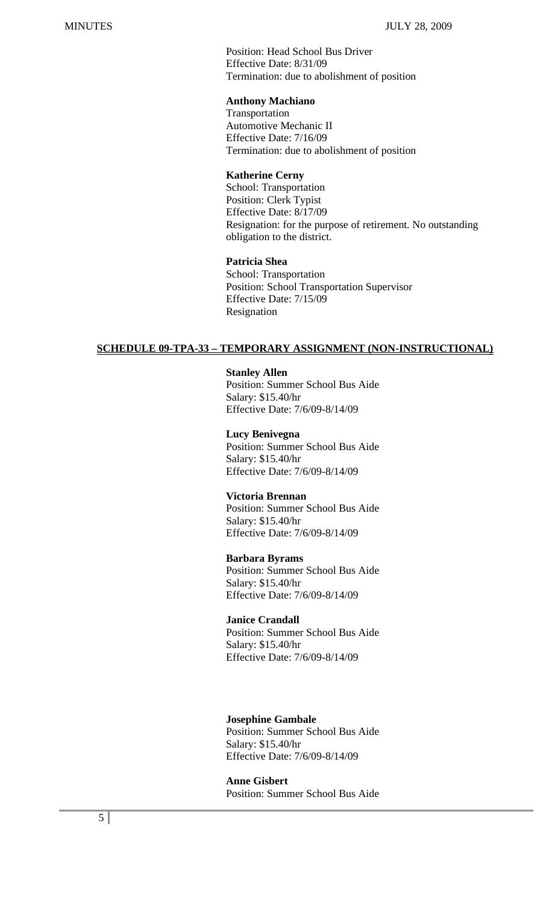Position: Head School Bus Driver
Effective Date: 8/31/09
Termination: due to abolishment of position

**Anthony Machiano**
Transportation
Automotive Mechanic II
Effective Date: 7/16/09
Termination: due to abolishment of position

**Katherine Cerny**
School: Transportation
Position: Clerk Typist
Effective Date: 8/17/09
Resignation: for the purpose of retirement. No outstanding obligation to the district.

**Patricia Shea**
School: Transportation
Position: School Transportation Supervisor
Effective Date: 7/15/09
Resignation

## SCHEDULE 09-TPA-33 – TEMPORARY ASSIGNMENT (NON-INSTRUCTIONAL)

**Stanley Allen**
Position: Summer School Bus Aide
Salary: $15.40/hr
Effective Date: 7/6/09-8/14/09

**Lucy Benivegna**
Position: Summer School Bus Aide
Salary: $15.40/hr
Effective Date: 7/6/09-8/14/09

**Victoria Brennan**
Position: Summer School Bus Aide
Salary: $15.40/hr
Effective Date: 7/6/09-8/14/09

**Barbara Byrams**
Position: Summer School Bus Aide
Salary: $15.40/hr
Effective Date: 7/6/09-8/14/09

**Janice Crandall**
Position: Summer School Bus Aide
Salary: $15.40/hr
Effective Date: 7/6/09-8/14/09

**Josephine Gambale**
Position: Summer School Bus Aide
Salary: $15.40/hr
Effective Date: 7/6/09-8/14/09

**Anne Gisbert**
Position: Summer School Bus Aide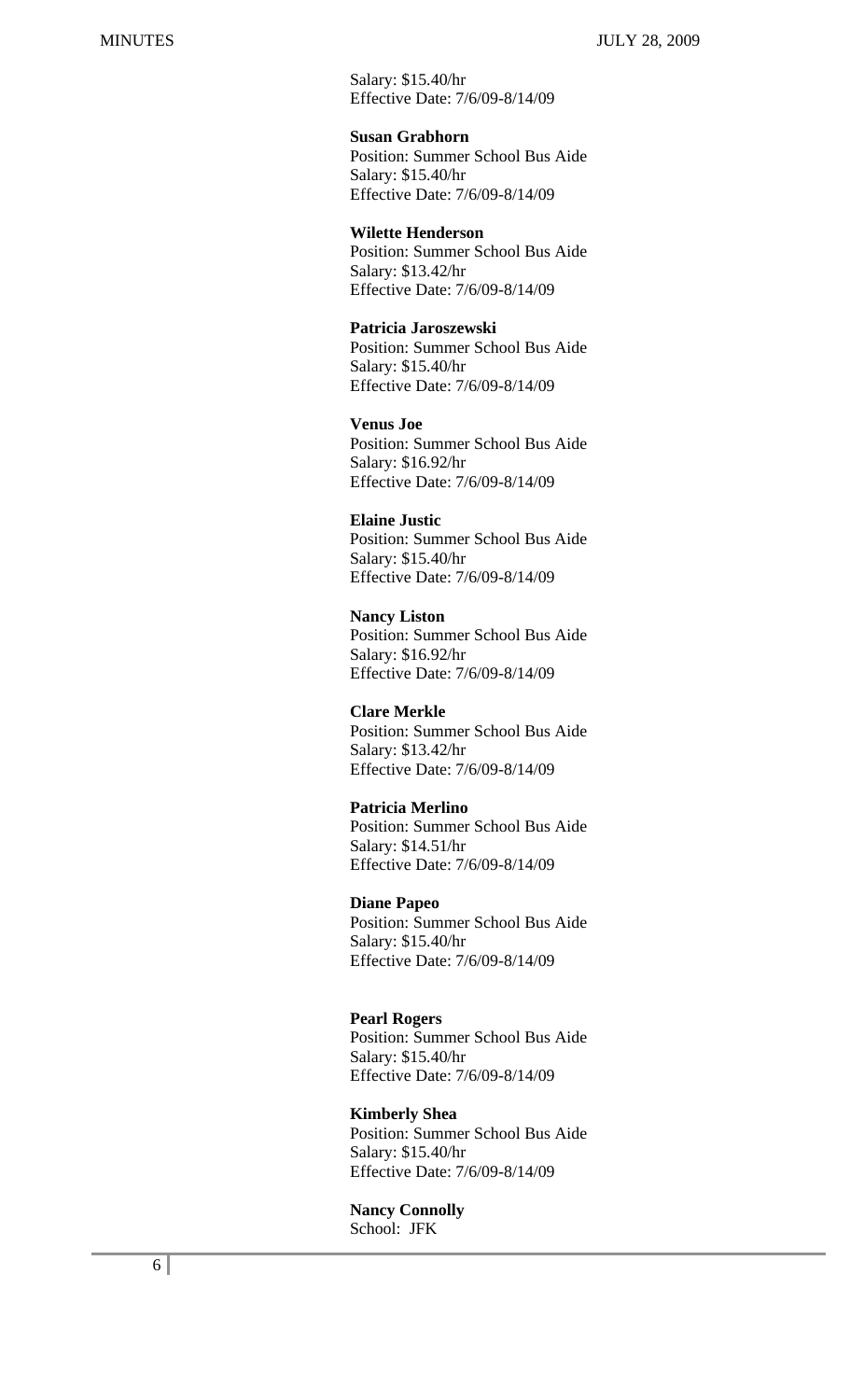Salary: $15.40/hr
Effective Date: 7/6/09-8/14/09

**Susan Grabhorn**
Position: Summer School Bus Aide
Salary: $15.40/hr
Effective Date: 7/6/09-8/14/09

**Wilette Henderson**
Position: Summer School Bus Aide
Salary: $13.42/hr
Effective Date: 7/6/09-8/14/09

**Patricia Jaroszewski**
Position: Summer School Bus Aide
Salary: $15.40/hr
Effective Date: 7/6/09-8/14/09

**Venus Joe**
Position: Summer School Bus Aide
Salary: $16.92/hr
Effective Date: 7/6/09-8/14/09

**Elaine Justic**
Position: Summer School Bus Aide
Salary: $15.40/hr
Effective Date: 7/6/09-8/14/09

**Nancy Liston**
Position: Summer School Bus Aide
Salary: $16.92/hr
Effective Date: 7/6/09-8/14/09

**Clare Merkle**
Position: Summer School Bus Aide
Salary: $13.42/hr
Effective Date: 7/6/09-8/14/09

**Patricia Merlino**
Position: Summer School Bus Aide
Salary: $14.51/hr
Effective Date: 7/6/09-8/14/09

**Diane Papeo**
Position: Summer School Bus Aide
Salary: $15.40/hr
Effective Date: 7/6/09-8/14/09

**Pearl Rogers**
Position: Summer School Bus Aide
Salary: $15.40/hr
Effective Date: 7/6/09-8/14/09

**Kimberly Shea**
Position: Summer School Bus Aide
Salary: $15.40/hr
Effective Date: 7/6/09-8/14/09

**Nancy Connolly**
School: JFK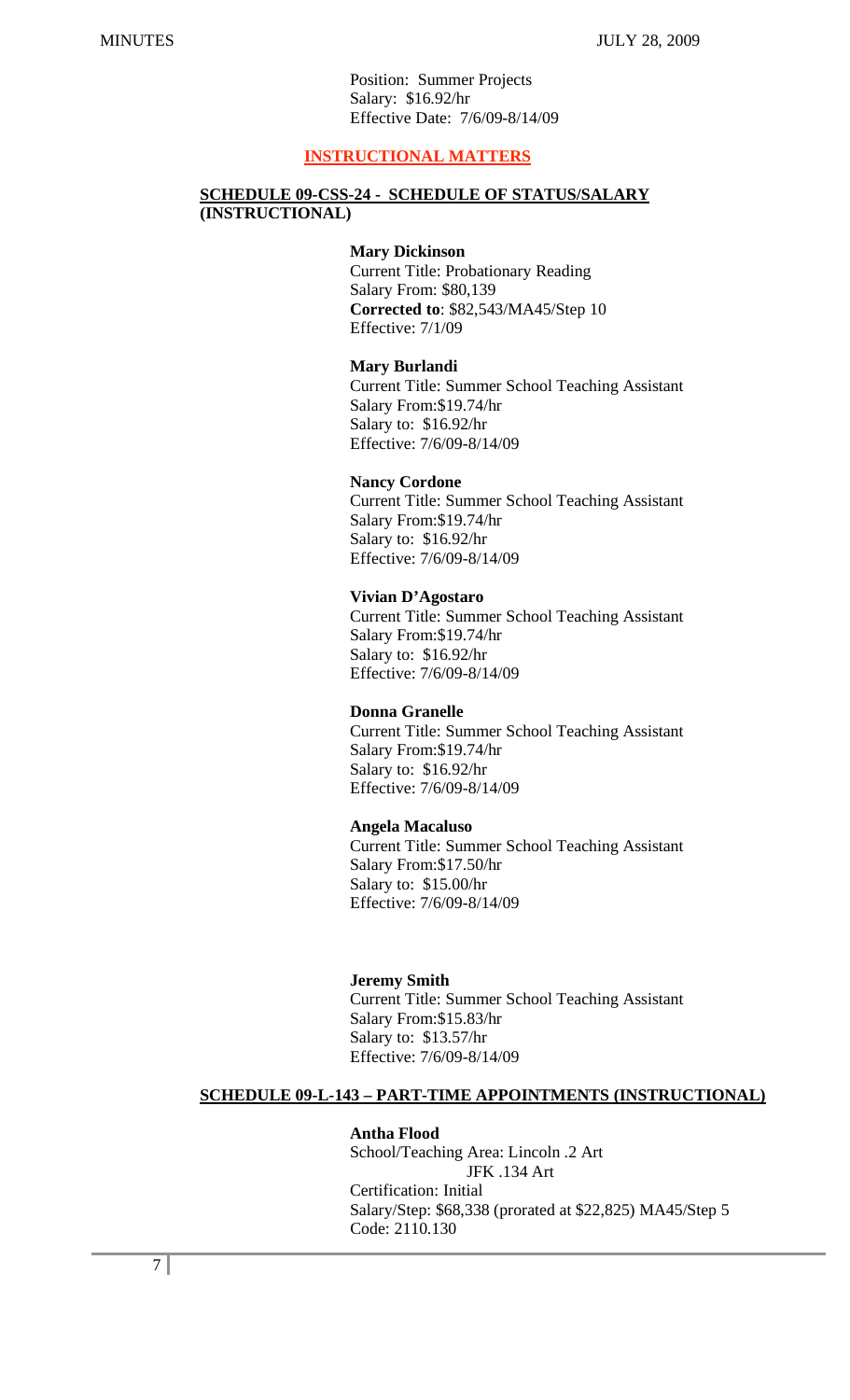Position: Summer Projects
Salary: $16.92/hr
Effective Date: 7/6/09-8/14/09

## INSTRUCTIONAL MATTERS

### SCHEDULE 09-CSS-24 - SCHEDULE OF STATUS/SALARY (INSTRUCTIONAL)

**Mary Dickinson**
Current Title: Probationary Reading
Salary From: $80,139
**Corrected to**: $82,543/MA45/Step 10
Effective: 7/1/09

**Mary Burlandi**
Current Title: Summer School Teaching Assistant
Salary From:$19.74/hr
Salary to: $16.92/hr
Effective: 7/6/09-8/14/09

**Nancy Cordone**
Current Title: Summer School Teaching Assistant
Salary From:$19.74/hr
Salary to: $16.92/hr
Effective: 7/6/09-8/14/09

**Vivian D'Agostaro**
Current Title: Summer School Teaching Assistant
Salary From:$19.74/hr
Salary to: $16.92/hr
Effective: 7/6/09-8/14/09

**Donna Granelle**
Current Title: Summer School Teaching Assistant
Salary From:$19.74/hr
Salary to: $16.92/hr
Effective: 7/6/09-8/14/09

**Angela Macaluso**
Current Title: Summer School Teaching Assistant
Salary From:$17.50/hr
Salary to: $15.00/hr
Effective: 7/6/09-8/14/09

**Jeremy Smith**
Current Title: Summer School Teaching Assistant
Salary From:$15.83/hr
Salary to: $13.57/hr
Effective: 7/6/09-8/14/09

### SCHEDULE 09-L-143 – PART-TIME APPOINTMENTS (INSTRUCTIONAL)

**Antha Flood**
School/Teaching Area: Lincoln .2 Art
JFK .134 Art
Certification: Initial
Salary/Step: $68,338 (prorated at $22,825) MA45/Step 5
Code: 2110.130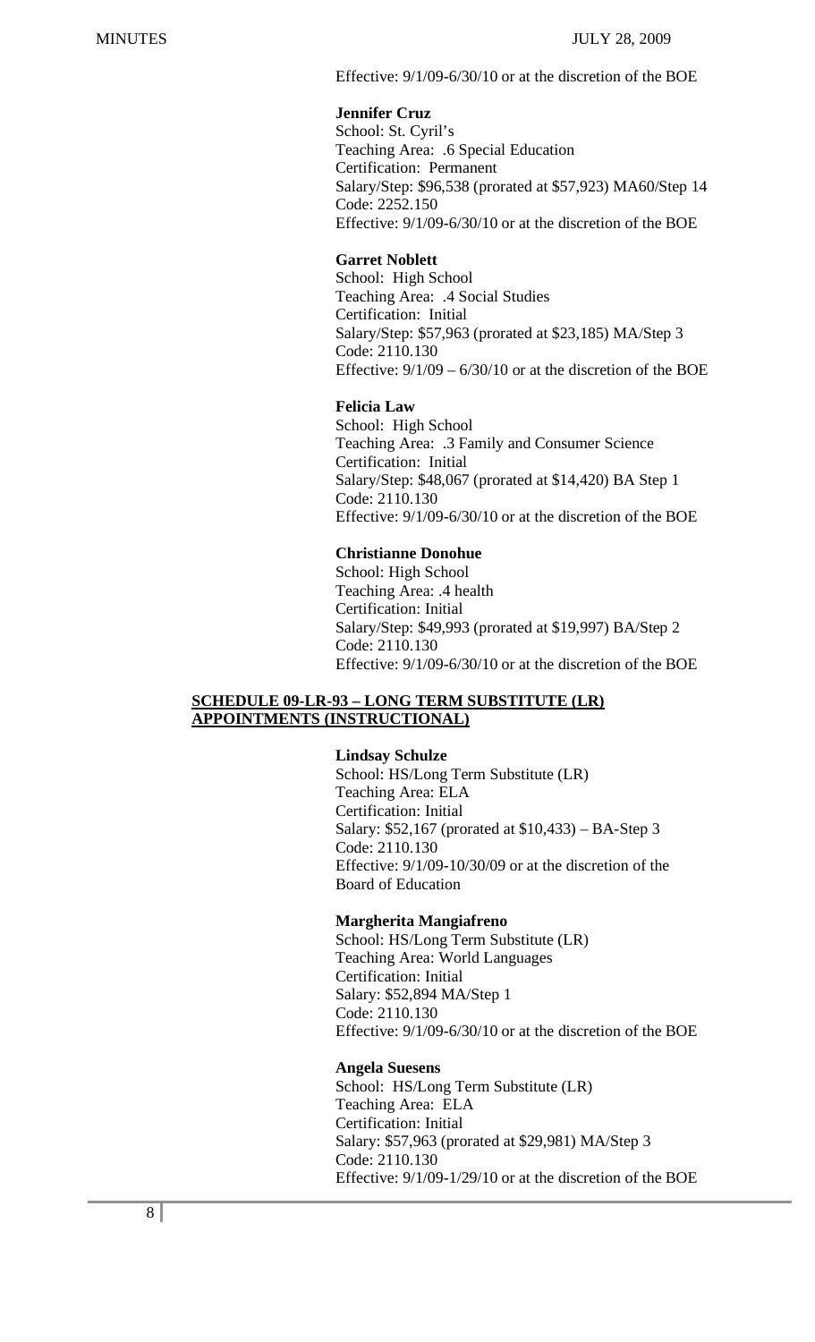Effective: 9/1/09-6/30/10 or at the discretion of the BOE

**Jennifer Cruz**
School: St. Cyril's
Teaching Area: .6 Special Education
Certification: Permanent
Salary/Step: $96,538 (prorated at $57,923) MA60/Step 14
Code: 2252.150
Effective: 9/1/09-6/30/10 or at the discretion of the BOE

**Garret Noblett**
School: High School
Teaching Area: .4 Social Studies
Certification: Initial
Salary/Step: $57,963 (prorated at $23,185) MA/Step 3
Code: 2110.130
Effective: 9/1/09 – 6/30/10 or at the discretion of the BOE

**Felicia Law**
School: High School
Teaching Area: .3 Family and Consumer Science
Certification: Initial
Salary/Step: $48,067 (prorated at $14,420) BA Step 1
Code: 2110.130
Effective: 9/1/09-6/30/10 or at the discretion of the BOE

**Christianne Donohue**
School: High School
Teaching Area: .4 health
Certification: Initial
Salary/Step: $49,993 (prorated at $19,997) BA/Step 2
Code: 2110.130
Effective: 9/1/09-6/30/10 or at the discretion of the BOE

**SCHEDULE 09-LR-93 – LONG TERM SUBSTITUTE (LR) APPOINTMENTS (INSTRUCTIONAL)**

**Lindsay Schulze**
School: HS/Long Term Substitute (LR)
Teaching Area: ELA
Certification: Initial
Salary: $52,167 (prorated at $10,433) – BA-Step 3
Code: 2110.130
Effective: 9/1/09-10/30/09 or at the discretion of the Board of Education

**Margherita Mangiafreno**
School: HS/Long Term Substitute (LR)
Teaching Area: World Languages
Certification: Initial
Salary: $52,894 MA/Step 1
Code: 2110.130
Effective: 9/1/09-6/30/10 or at the discretion of the BOE

**Angela Suesens**
School: HS/Long Term Substitute (LR)
Teaching Area: ELA
Certification: Initial
Salary: $57,963 (prorated at $29,981) MA/Step 3
Code: 2110.130
Effective: 9/1/09-1/29/10 or at the discretion of the BOE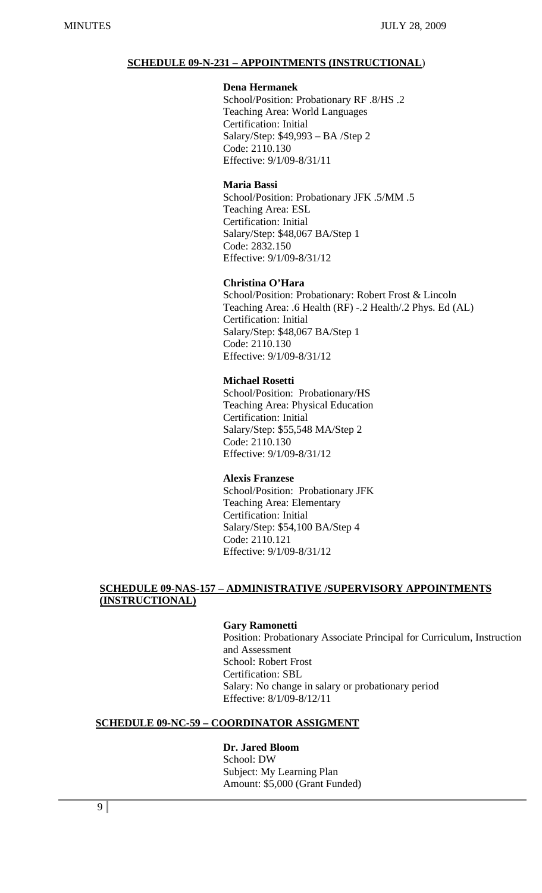## SCHEDULE 09-N-231 – APPOINTMENTS (INSTRUCTIONAL)

**Dena Hermanek**
School/Position: Probationary RF .8/HS .2
Teaching Area: World Languages
Certification: Initial
Salary/Step: $49,993 – BA /Step 2
Code: 2110.130
Effective: 9/1/09-8/31/11

**Maria Bassi**
School/Position: Probationary JFK .5/MM .5
Teaching Area: ESL
Certification: Initial
Salary/Step: $48,067 BA/Step 1
Code: 2832.150
Effective: 9/1/09-8/31/12

**Christina O'Hara**
School/Position: Probationary: Robert Frost & Lincoln
Teaching Area: .6 Health (RF) -.2 Health/.2 Phys. Ed (AL)
Certification: Initial
Salary/Step: $48,067 BA/Step 1
Code: 2110.130
Effective: 9/1/09-8/31/12

**Michael Rosetti**
School/Position: Probationary/HS
Teaching Area: Physical Education
Certification: Initial
Salary/Step: $55,548 MA/Step 2
Code: 2110.130
Effective: 9/1/09-8/31/12

**Alexis Franzese**
School/Position: Probationary JFK
Teaching Area: Elementary
Certification: Initial
Salary/Step: $54,100 BA/Step 4
Code: 2110.121
Effective: 9/1/09-8/31/12

## SCHEDULE 09-NAS-157 – ADMINISTRATIVE /SUPERVISORY APPOINTMENTS (INSTRUCTIONAL)

**Gary Ramonetti**
Position: Probationary Associate Principal for Curriculum, Instruction and Assessment
School: Robert Frost
Certification: SBL
Salary: No change in salary or probationary period
Effective: 8/1/09-8/12/11

## SCHEDULE 09-NC-59 – COORDINATOR ASSIGMENT

**Dr. Jared Bloom**
School: DW
Subject: My Learning Plan
Amount: $5,000 (Grant Funded)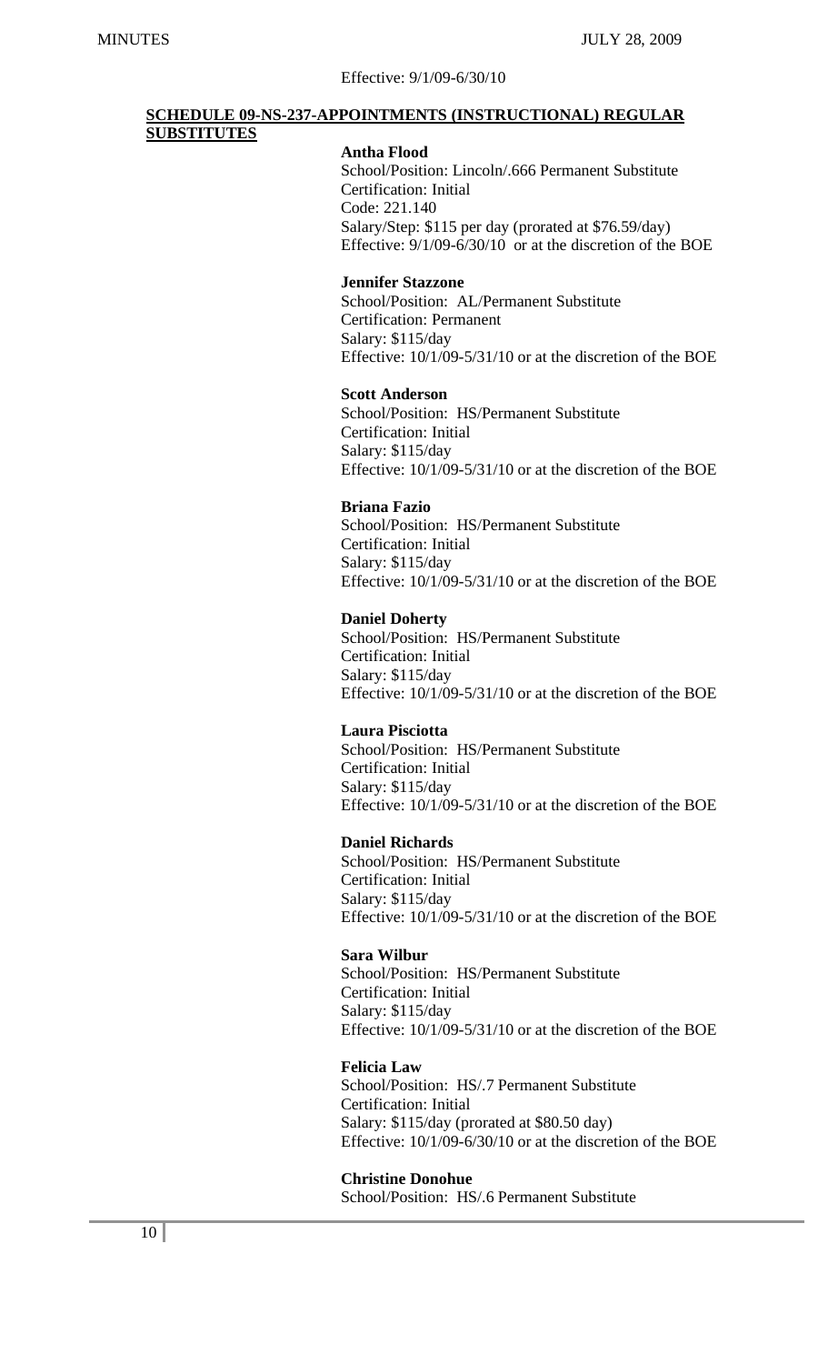Effective: 9/1/09-6/30/10

**SCHEDULE 09-NS-237-APPOINTMENTS (INSTRUCTIONAL) REGULAR SUBSTITUTES**

**Antha Flood**
School/Position: Lincoln/.666 Permanent Substitute
Certification: Initial
Code: 221.140
Salary/Step: $115 per day (prorated at $76.59/day)
Effective: 9/1/09-6/30/10 or at the discretion of the BOE

**Jennifer Stazzone**
School/Position: AL/Permanent Substitute
Certification: Permanent
Salary: $115/day
Effective: 10/1/09-5/31/10 or at the discretion of the BOE

**Scott Anderson**
School/Position: HS/Permanent Substitute
Certification: Initial
Salary: $115/day
Effective: 10/1/09-5/31/10 or at the discretion of the BOE

**Briana Fazio**
School/Position: HS/Permanent Substitute
Certification: Initial
Salary: $115/day
Effective: 10/1/09-5/31/10 or at the discretion of the BOE

**Daniel Doherty**
School/Position: HS/Permanent Substitute
Certification: Initial
Salary: $115/day
Effective: 10/1/09-5/31/10 or at the discretion of the BOE

**Laura Pisciotta**
School/Position: HS/Permanent Substitute
Certification: Initial
Salary: $115/day
Effective: 10/1/09-5/31/10 or at the discretion of the BOE

**Daniel Richards**
School/Position: HS/Permanent Substitute
Certification: Initial
Salary: $115/day
Effective: 10/1/09-5/31/10 or at the discretion of the BOE

**Sara Wilbur**
School/Position: HS/Permanent Substitute
Certification: Initial
Salary: $115/day
Effective: 10/1/09-5/31/10 or at the discretion of the BOE

**Felicia Law**
School/Position: HS/.7 Permanent Substitute
Certification: Initial
Salary: $115/day (prorated at $80.50 day)
Effective: 10/1/09-6/30/10 or at the discretion of the BOE

**Christine Donohue**
School/Position: HS/.6 Permanent Substitute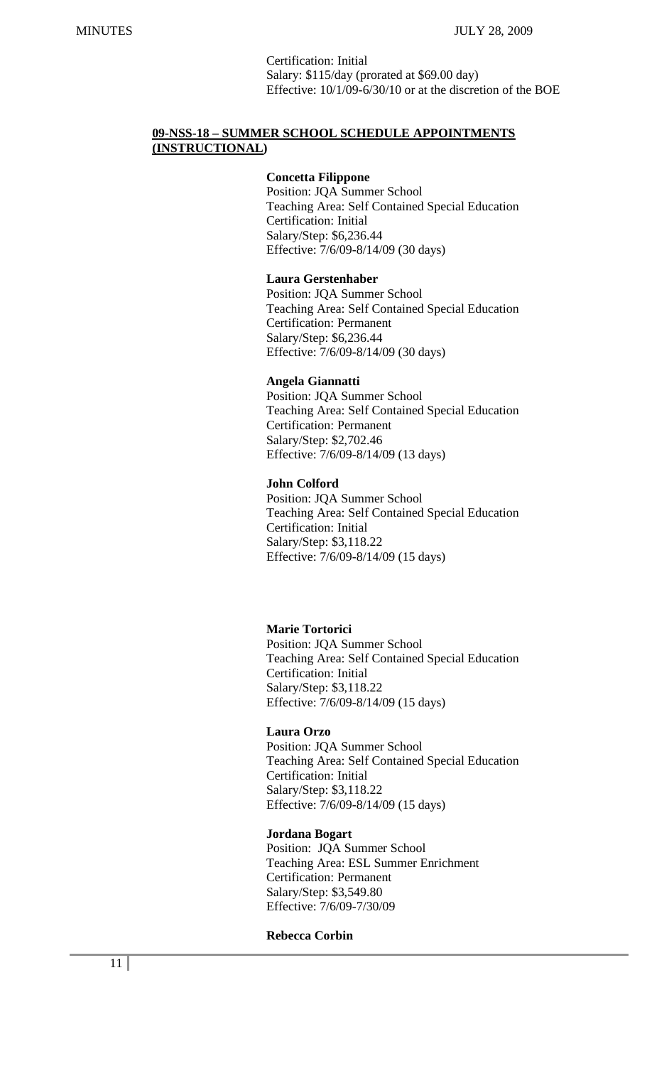Certification: Initial
Salary: $115/day (prorated at $69.00 day)
Effective: 10/1/09-6/30/10 or at the discretion of the BOE

**09-NSS-18 – SUMMER SCHOOL SCHEDULE APPOINTMENTS (INSTRUCTIONAL)**

**Concetta Filippone**
Position: JQA Summer School
Teaching Area: Self Contained Special Education
Certification: Initial
Salary/Step: $6,236.44
Effective: 7/6/09-8/14/09 (30 days)

**Laura Gerstenhaber**
Position: JQA Summer School
Teaching Area: Self Contained Special Education
Certification: Permanent
Salary/Step: $6,236.44
Effective: 7/6/09-8/14/09 (30 days)

**Angela Giannatti**
Position: JQA Summer School
Teaching Area: Self Contained Special Education
Certification: Permanent
Salary/Step: $2,702.46
Effective: 7/6/09-8/14/09 (13 days)

**John Colford**
Position: JQA Summer School
Teaching Area: Self Contained Special Education
Certification: Initial
Salary/Step: $3,118.22
Effective: 7/6/09-8/14/09 (15 days)

**Marie Tortorici**
Position: JQA Summer School
Teaching Area: Self Contained Special Education
Certification: Initial
Salary/Step: $3,118.22
Effective: 7/6/09-8/14/09 (15 days)

**Laura Orzo**
Position: JQA Summer School
Teaching Area: Self Contained Special Education
Certification: Initial
Salary/Step: $3,118.22
Effective: 7/6/09-8/14/09 (15 days)

**Jordana Bogart**
Position: JQA Summer School
Teaching Area: ESL Summer Enrichment
Certification: Permanent
Salary/Step: $3,549.80
Effective: 7/6/09-7/30/09

**Rebecca Corbin**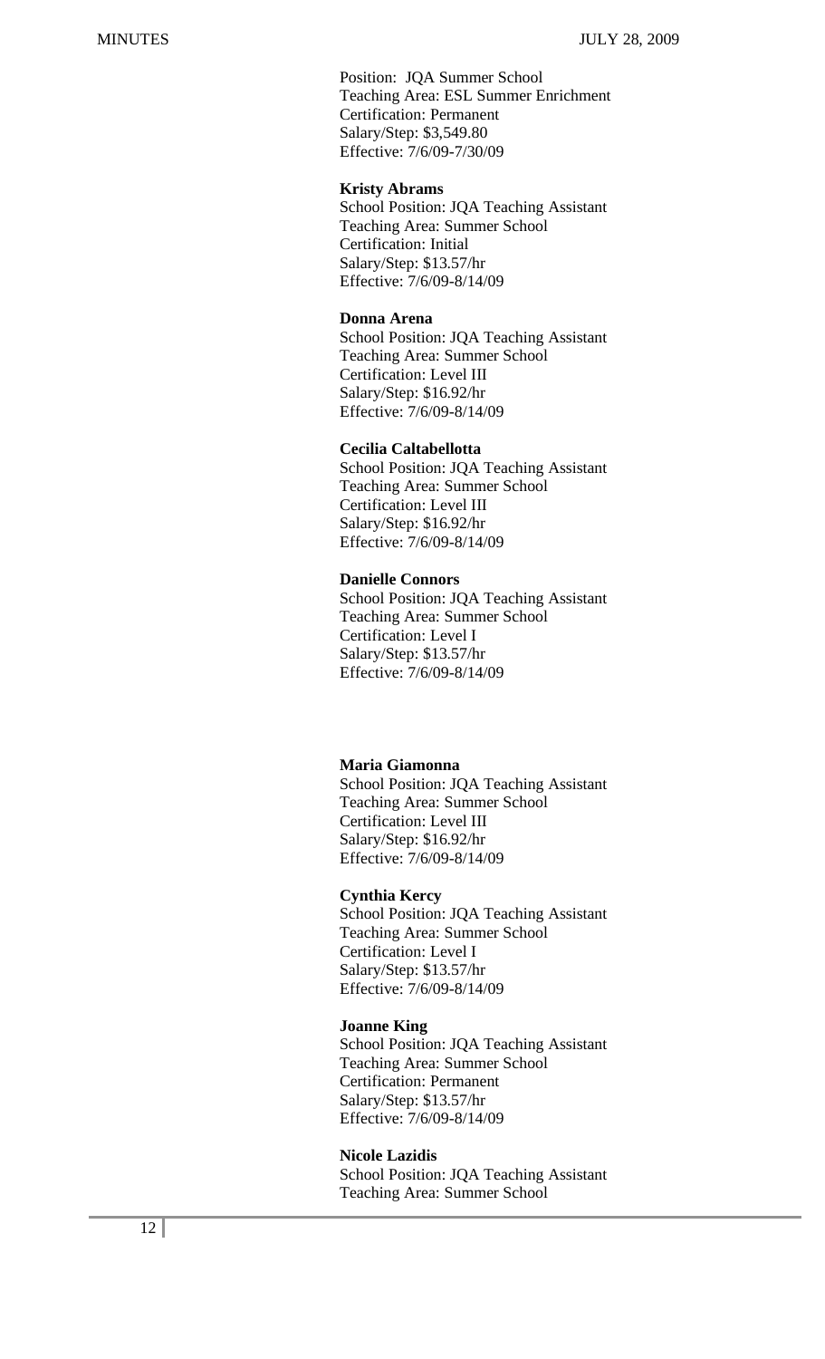Position: JQA Summer School
Teaching Area: ESL Summer Enrichment
Certification: Permanent
Salary/Step: $3,549.80
Effective: 7/6/09-7/30/09

**Kristy Abrams**
School Position: JQA Teaching Assistant
Teaching Area: Summer School
Certification: Initial
Salary/Step: $13.57/hr
Effective: 7/6/09-8/14/09

**Donna Arena**
School Position: JQA Teaching Assistant
Teaching Area: Summer School
Certification: Level III
Salary/Step: $16.92/hr
Effective: 7/6/09-8/14/09

**Cecilia Caltabellotta**
School Position: JQA Teaching Assistant
Teaching Area: Summer School
Certification: Level III
Salary/Step: $16.92/hr
Effective: 7/6/09-8/14/09

**Danielle Connors**
School Position: JQA Teaching Assistant
Teaching Area: Summer School
Certification: Level I
Salary/Step: $13.57/hr
Effective: 7/6/09-8/14/09

**Maria Giamonna**
School Position: JQA Teaching Assistant
Teaching Area: Summer School
Certification: Level III
Salary/Step: $16.92/hr
Effective: 7/6/09-8/14/09

**Cynthia Kercy**
School Position: JQA Teaching Assistant
Teaching Area: Summer School
Certification: Level I
Salary/Step: $13.57/hr
Effective: 7/6/09-8/14/09

**Joanne King**
School Position: JQA Teaching Assistant
Teaching Area: Summer School
Certification: Permanent
Salary/Step: $13.57/hr
Effective: 7/6/09-8/14/09

**Nicole Lazidis**
School Position: JQA Teaching Assistant
Teaching Area: Summer School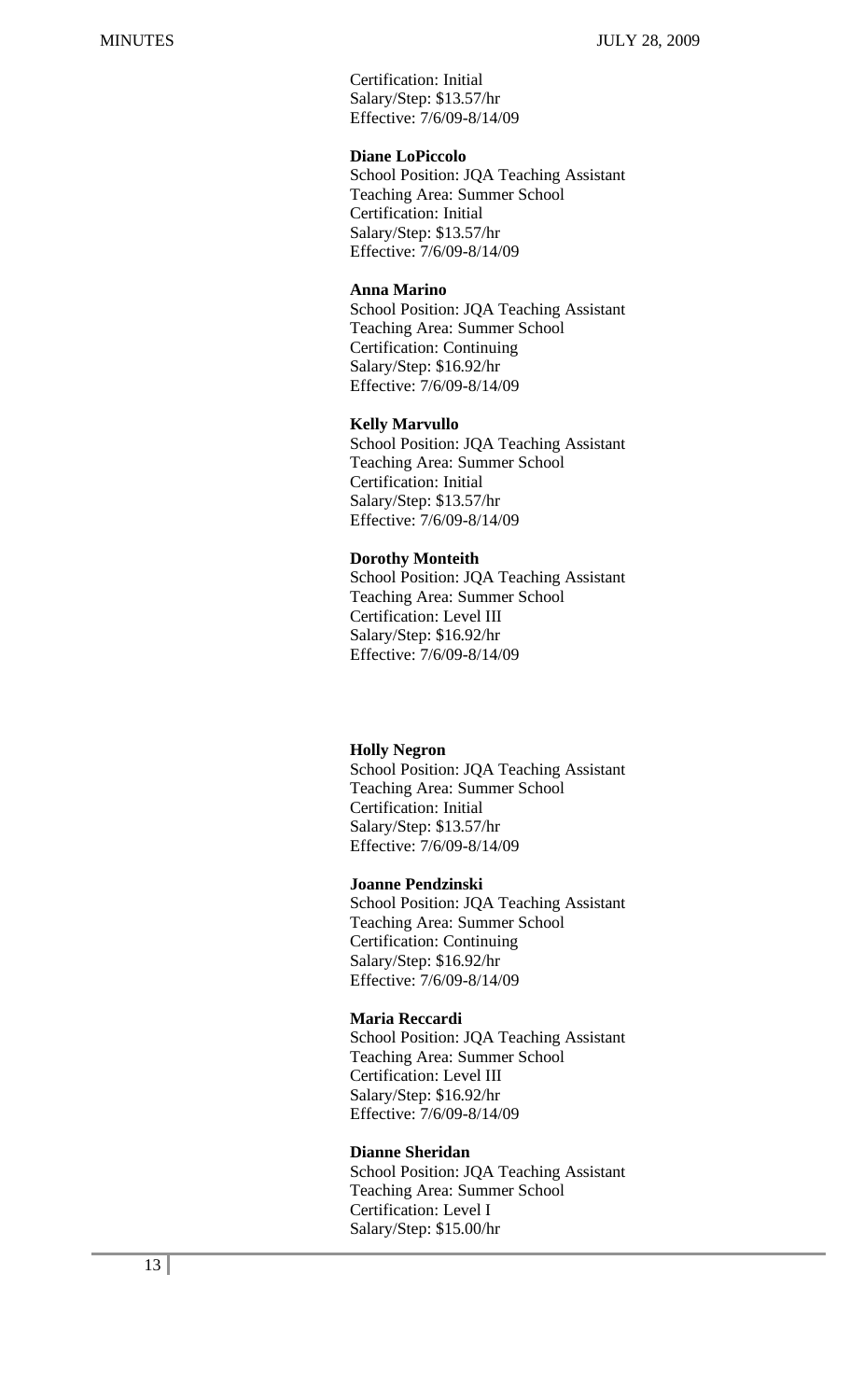Certification: Initial
Salary/Step: $13.57/hr
Effective: 7/6/09-8/14/09

**Diane LoPiccolo**
School Position: JQA Teaching Assistant
Teaching Area: Summer School
Certification: Initial
Salary/Step: $13.57/hr
Effective: 7/6/09-8/14/09

**Anna Marino**
School Position: JQA Teaching Assistant
Teaching Area: Summer School
Certification: Continuing
Salary/Step: $16.92/hr
Effective: 7/6/09-8/14/09

**Kelly Marvullo**
School Position: JQA Teaching Assistant
Teaching Area: Summer School
Certification: Initial
Salary/Step: $13.57/hr
Effective: 7/6/09-8/14/09

**Dorothy Monteith**
School Position: JQA Teaching Assistant
Teaching Area: Summer School
Certification: Level III
Salary/Step: $16.92/hr
Effective: 7/6/09-8/14/09

**Holly Negron**
School Position: JQA Teaching Assistant
Teaching Area: Summer School
Certification: Initial
Salary/Step: $13.57/hr
Effective: 7/6/09-8/14/09

**Joanne Pendzinski**
School Position: JQA Teaching Assistant
Teaching Area: Summer School
Certification: Continuing
Salary/Step: $16.92/hr
Effective: 7/6/09-8/14/09

**Maria Reccardi**
School Position: JQA Teaching Assistant
Teaching Area: Summer School
Certification: Level III
Salary/Step: $16.92/hr
Effective: 7/6/09-8/14/09

**Dianne Sheridan**
School Position: JQA Teaching Assistant
Teaching Area: Summer School
Certification: Level I
Salary/Step: $15.00/hr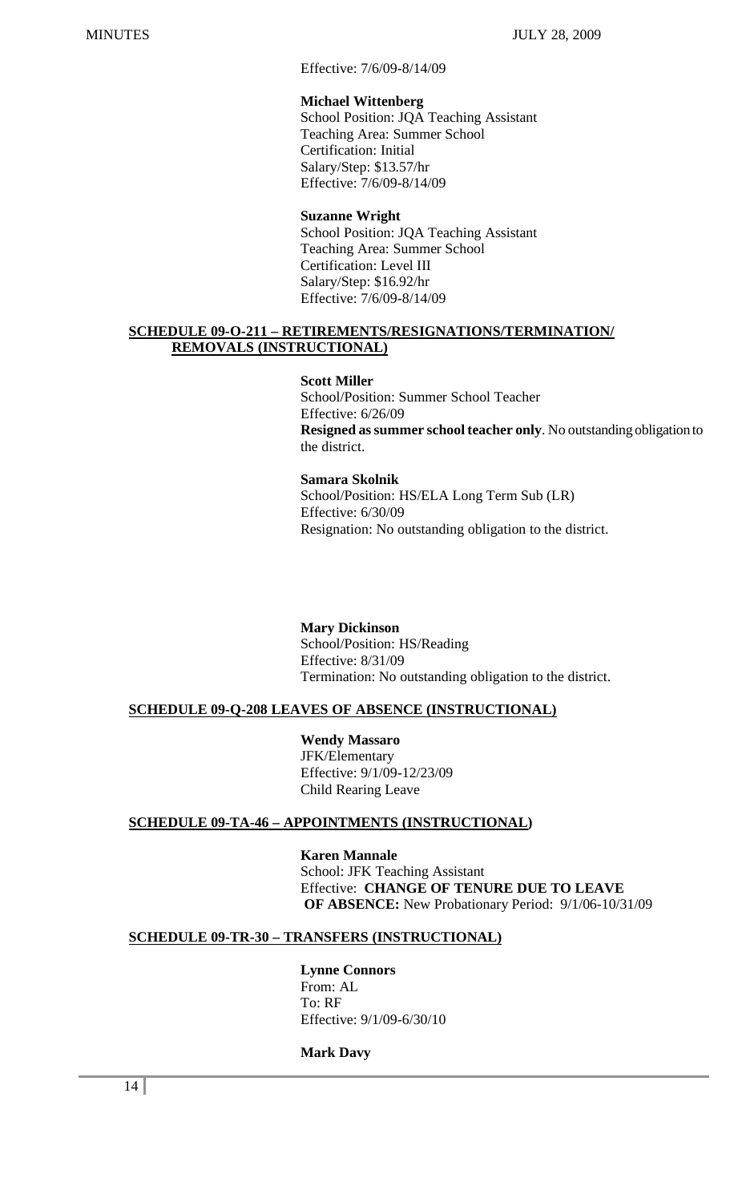Effective: 7/6/09-8/14/09

**Michael Wittenberg**
School Position: JQA Teaching Assistant
Teaching Area: Summer School
Certification: Initial
Salary/Step: $13.57/hr
Effective: 7/6/09-8/14/09

**Suzanne Wright**
School Position: JQA Teaching Assistant
Teaching Area: Summer School
Certification: Level III
Salary/Step: $16.92/hr
Effective: 7/6/09-8/14/09

**SCHEDULE 09-O-211 – RETIREMENTS/RESIGNATIONS/TERMINATION/ REMOVALS (INSTRUCTIONAL)**

**Scott Miller**
School/Position: Summer School Teacher
Effective: 6/26/09
**Resigned as summer school teacher only**. No outstanding obligation to the district.

**Samara Skolnik**
School/Position: HS/ELA Long Term Sub (LR)
Effective: 6/30/09
Resignation: No outstanding obligation to the district.

**Mary Dickinson**
School/Position: HS/Reading
Effective: 8/31/09
Termination: No outstanding obligation to the district.

**SCHEDULE 09-Q-208 LEAVES OF ABSENCE (INSTRUCTIONAL)**

**Wendy Massaro**
JFK/Elementary
Effective: 9/1/09-12/23/09
Child Rearing Leave

**SCHEDULE 09-TA-46 – APPOINTMENTS (INSTRUCTIONAL)**

**Karen Mannale**
School: JFK Teaching Assistant
Effective: **CHANGE OF TENURE DUE TO LEAVE OF ABSENCE:** New Probationary Period: 9/1/06-10/31/09

**SCHEDULE 09-TR-30 – TRANSFERS (INSTRUCTIONAL)**

**Lynne Connors**
From: AL
To: RF
Effective: 9/1/09-6/30/10

**Mark Davy**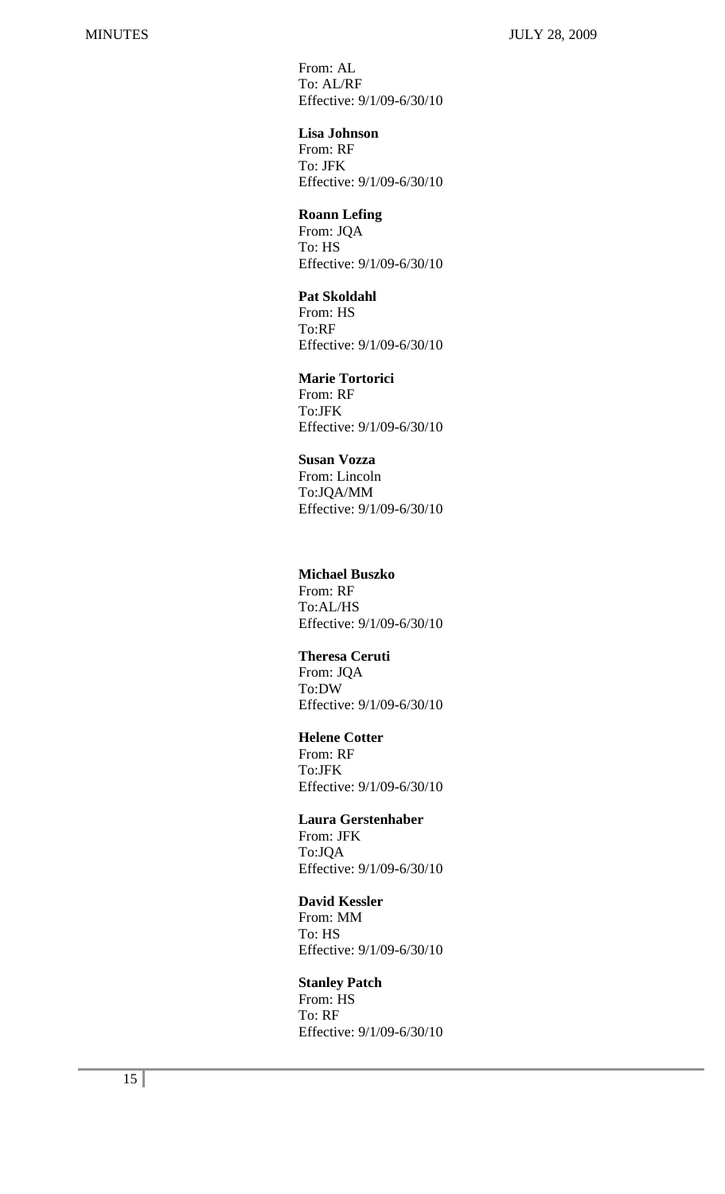From: AL
To: AL/RF
Effective: 9/1/09-6/30/10

**Lisa Johnson**
From: RF
To: JFK
Effective: 9/1/09-6/30/10

**Roann Lefing**
From: JQA
To: HS
Effective: 9/1/09-6/30/10

**Pat Skoldahl**
From: HS
To:RF
Effective: 9/1/09-6/30/10

**Marie Tortorici**
From: RF
To:JFK
Effective: 9/1/09-6/30/10

**Susan Vozza**
From: Lincoln
To:JQA/MM
Effective: 9/1/09-6/30/10

**Michael Buszko**
From: RF
To:AL/HS
Effective: 9/1/09-6/30/10

**Theresa Ceruti**
From: JQA
To:DW
Effective: 9/1/09-6/30/10

**Helene Cotter**
From: RF
To:JFK
Effective: 9/1/09-6/30/10

**Laura Gerstenhaber**
From: JFK
To:JQA
Effective: 9/1/09-6/30/10

**David Kessler**
From: MM
To: HS
Effective: 9/1/09-6/30/10

**Stanley Patch**
From: HS
To: RF
Effective: 9/1/09-6/30/10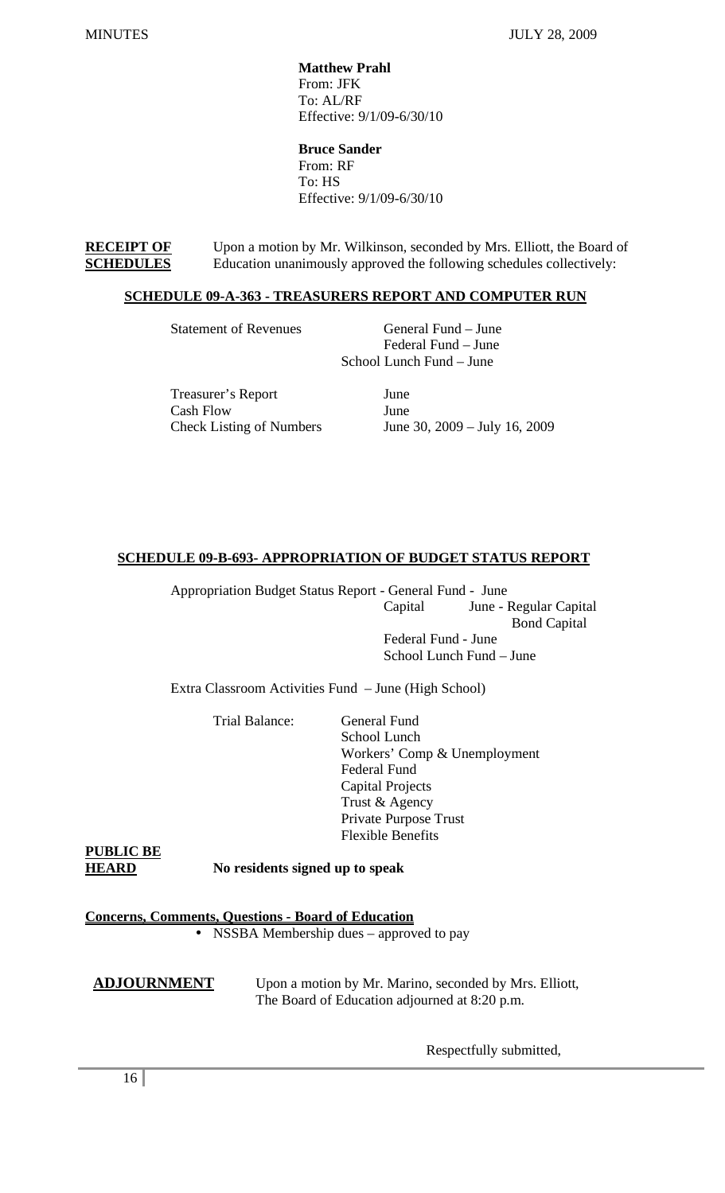**Matthew Prahl**
From: JFK
To: AL/RF
Effective: 9/1/09-6/30/10

**Bruce Sander**
From: RF
To: HS
Effective: 9/1/09-6/30/10

**RECEIPT OF SCHEDULES** Upon a motion by Mr. Wilkinson, seconded by Mrs. Elliott, the Board of Education unanimously approved the following schedules collectively:

**SCHEDULE 09-A-363 - TREASURERS REPORT AND COMPUTER RUN**

| | |
|---|---|
| Statement of Revenues | General Fund – June |
| | Federal Fund – June |
| | School Lunch Fund – June |
| Treasurer's Report | June |
| Cash Flow | June |
| Check Listing of Numbers | June 30, 2009 – July 16, 2009 |

**SCHEDULE 09-B-693- APPROPRIATION OF BUDGET STATUS REPORT**

Appropriation Budget Status Report - General Fund - June
Capital June - Regular Capital
Bond Capital
Federal Fund - June
School Lunch Fund – June

Extra Classroom Activities Fund – June (High School)

Trial Balance:
- General Fund
- School Lunch
- Workers' Comp & Unemployment
- Federal Fund
- Capital Projects
- Trust & Agency
- Private Purpose Trust
- Flexible Benefits

**PUBLIC BE HEARD** **No residents signed up to speak**

**Concerns, Comments, Questions - Board of Education**

- NSSBA Membership dues – approved to pay

**ADJOURNMENT** Upon a motion by Mr. Marino, seconded by Mrs. Elliott, The Board of Education adjourned at 8:20 p.m.

Respectfully submitted,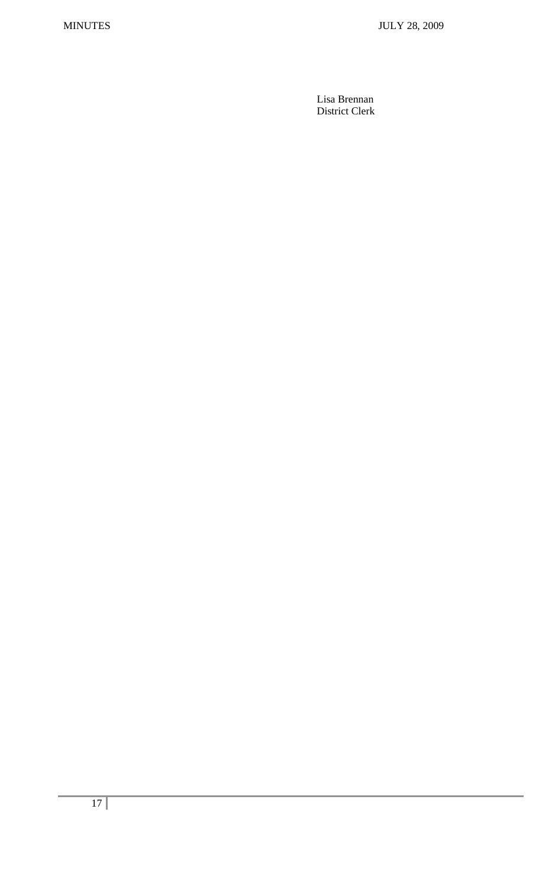Lisa Brennan
District Clerk